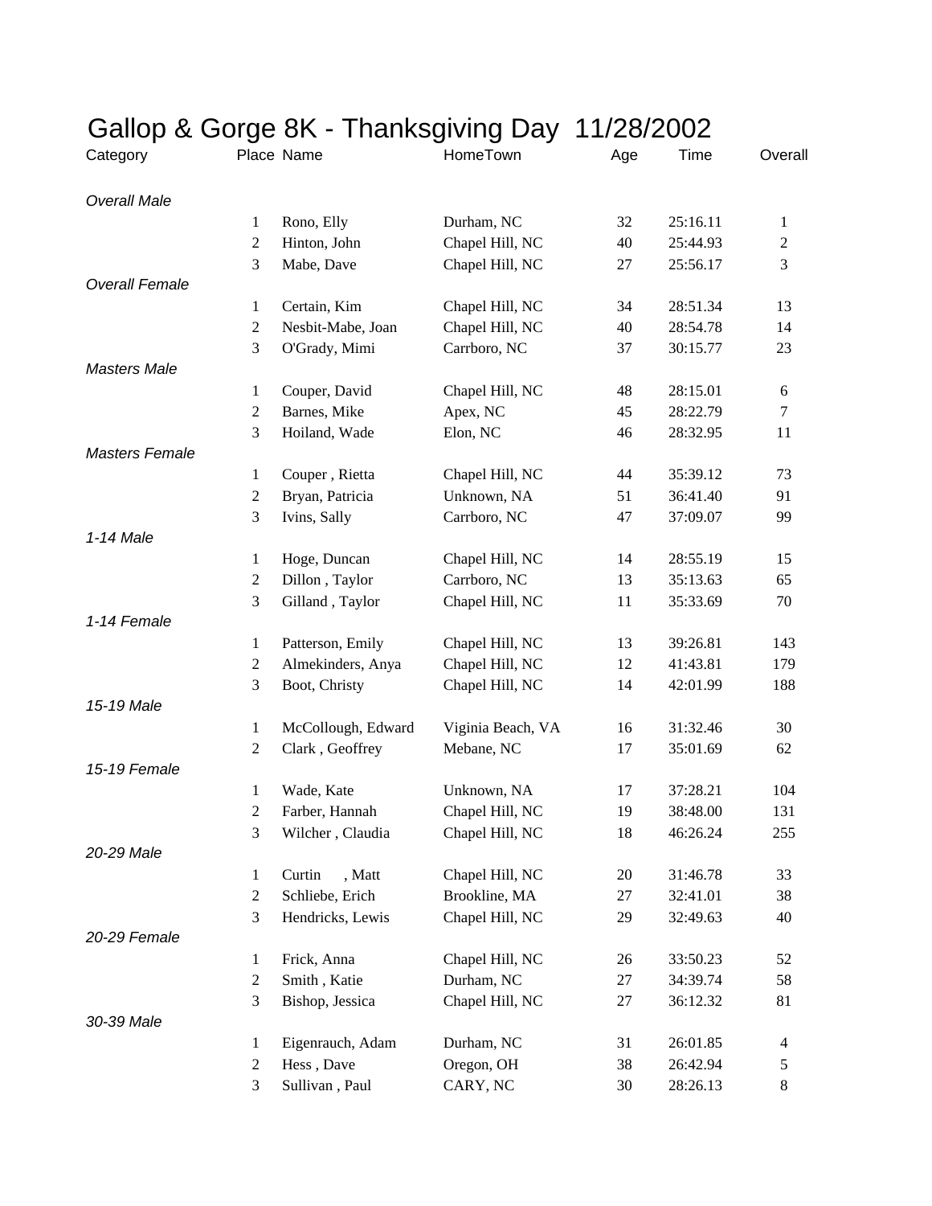# Gallop & Gorge 8K - Thanksgiving Day 11/28/2002

| Category | Place | Name | HomeTown | Age | Time | Overall |
|---|---|---|---|---|---|---|
| *Overall Male* | | | | | | |
| | 1 | Rono, Elly | Durham, NC | 32 | 25:16.11 | 1 |
| | 2 | Hinton, John | Chapel Hill, NC | 40 | 25:44.93 | 2 |
| | 3 | Mabe, Dave | Chapel Hill, NC | 27 | 25:56.17 | 3 |
| *Overall Female* | | | | | | |
| | 1 | Certain, Kim | Chapel Hill, NC | 34 | 28:51.34 | 13 |
| | 2 | Nesbit-Mabe, Joan | Chapel Hill, NC | 40 | 28:54.78 | 14 |
| | 3 | O'Grady, Mimi | Carrboro, NC | 37 | 30:15.77 | 23 |
| *Masters Male* | | | | | | |
| | 1 | Couper, David | Chapel Hill, NC | 48 | 28:15.01 | 6 |
| | 2 | Barnes, Mike | Apex, NC | 45 | 28:22.79 | 7 |
| | 3 | Hoiland, Wade | Elon, NC | 46 | 28:32.95 | 11 |
| *Masters Female* | | | | | | |
| | 1 | Couper , Rietta | Chapel Hill, NC | 44 | 35:39.12 | 73 |
| | 2 | Bryan, Patricia | Unknown, NA | 51 | 36:41.40 | 91 |
| | 3 | Ivins, Sally | Carrboro, NC | 47 | 37:09.07 | 99 |
| *1-14 Male* | | | | | | |
| | 1 | Hoge, Duncan | Chapel Hill, NC | 14 | 28:55.19 | 15 |
| | 2 | Dillon , Taylor | Carrboro, NC | 13 | 35:13.63 | 65 |
| | 3 | Gilland , Taylor | Chapel Hill, NC | 11 | 35:33.69 | 70 |
| *1-14 Female* | | | | | | |
| | 1 | Patterson, Emily | Chapel Hill, NC | 13 | 39:26.81 | 143 |
| | 2 | Almekinders, Anya | Chapel Hill, NC | 12 | 41:43.81 | 179 |
| | 3 | Boot, Christy | Chapel Hill, NC | 14 | 42:01.99 | 188 |
| *15-19 Male* | | | | | | |
| | 1 | McCollough, Edward | Viginia Beach, VA | 16 | 31:32.46 | 30 |
| | 2 | Clark , Geoffrey | Mebane, NC | 17 | 35:01.69 | 62 |
| *15-19 Female* | | | | | | |
| | 1 | Wade, Kate | Unknown, NA | 17 | 37:28.21 | 104 |
| | 2 | Farber, Hannah | Chapel Hill, NC | 19 | 38:48.00 | 131 |
| | 3 | Wilcher , Claudia | Chapel Hill, NC | 18 | 46:26.24 | 255 |
| *20-29 Male* | | | | | | |
| | 1 | Curtin , Matt | Chapel Hill, NC | 20 | 31:46.78 | 33 |
| | 2 | Schliebe, Erich | Brookline, MA | 27 | 32:41.01 | 38 |
| | 3 | Hendricks, Lewis | Chapel Hill, NC | 29 | 32:49.63 | 40 |
| *20-29 Female* | | | | | | |
| | 1 | Frick, Anna | Chapel Hill, NC | 26 | 33:50.23 | 52 |
| | 2 | Smith , Katie | Durham, NC | 27 | 34:39.74 | 58 |
| | 3 | Bishop, Jessica | Chapel Hill, NC | 27 | 36:12.32 | 81 |
| *30-39 Male* | | | | | | |
| | 1 | Eigenrauch, Adam | Durham, NC | 31 | 26:01.85 | 4 |
| | 2 | Hess , Dave | Oregon, OH | 38 | 26:42.94 | 5 |
| | 3 | Sullivan , Paul | CARY, NC | 30 | 28:26.13 | 8 |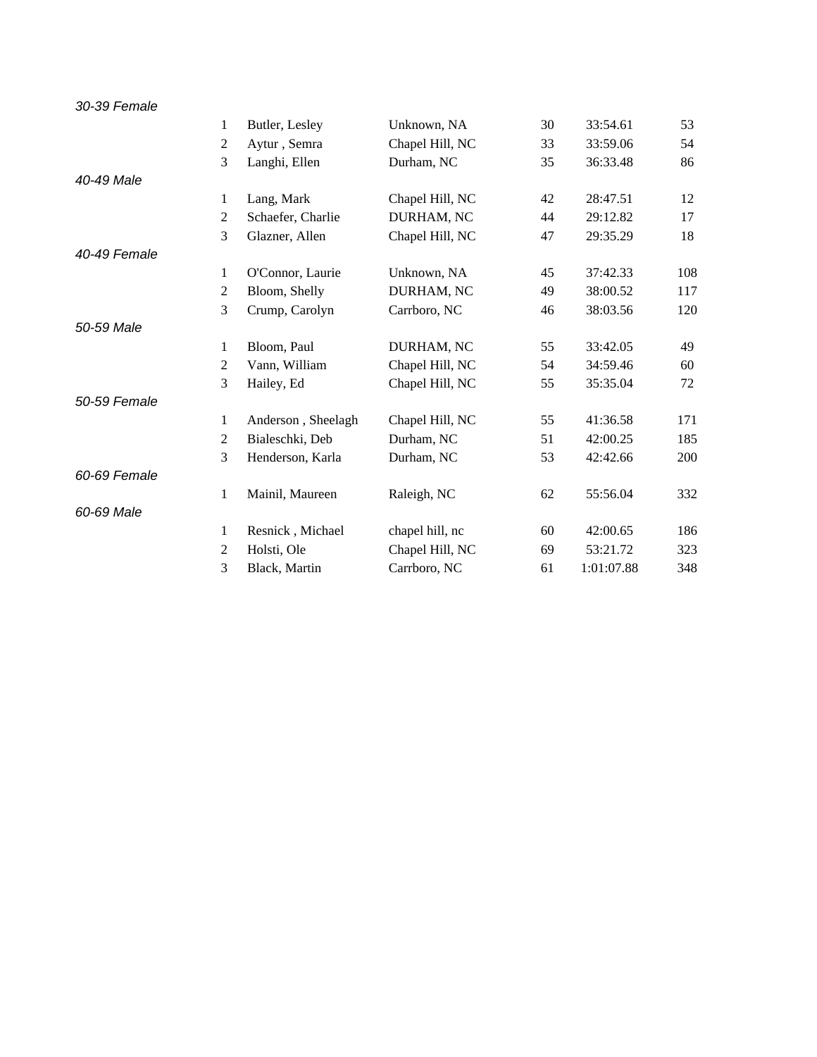| | | | | | | |
|---|---|---|---|---|---|---|
| *30-39 Female* | | | | | | |
| | 1 | Butler, Lesley | Unknown, NA | 30 | 33:54.61 | 53 |
| | 2 | Aytur , Semra | Chapel Hill, NC | 33 | 33:59.06 | 54 |
| | 3 | Langhi, Ellen | Durham, NC | 35 | 36:33.48 | 86 |
| *40-49 Male* | | | | | | |
| | 1 | Lang, Mark | Chapel Hill, NC | 42 | 28:47.51 | 12 |
| | 2 | Schaefer, Charlie | DURHAM, NC | 44 | 29:12.82 | 17 |
| | 3 | Glazner, Allen | Chapel Hill, NC | 47 | 29:35.29 | 18 |
| *40-49 Female* | | | | | | |
| | 1 | O'Connor, Laurie | Unknown, NA | 45 | 37:42.33 | 108 |
| | 2 | Bloom, Shelly | DURHAM, NC | 49 | 38:00.52 | 117 |
| | 3 | Crump, Carolyn | Carrboro, NC | 46 | 38:03.56 | 120 |
| *50-59 Male* | | | | | | |
| | 1 | Bloom, Paul | DURHAM, NC | 55 | 33:42.05 | 49 |
| | 2 | Vann, William | Chapel Hill, NC | 54 | 34:59.46 | 60 |
| | 3 | Hailey, Ed | Chapel Hill, NC | 55 | 35:35.04 | 72 |
| *50-59 Female* | | | | | | |
| | 1 | Anderson , Sheelagh | Chapel Hill, NC | 55 | 41:36.58 | 171 |
| | 2 | Bialeschki, Deb | Durham, NC | 51 | 42:00.25 | 185 |
| | 3 | Henderson, Karla | Durham, NC | 53 | 42:42.66 | 200 |
| *60-69 Female* | | | | | | |
| | 1 | Mainil, Maureen | Raleigh, NC | 62 | 55:56.04 | 332 |
| *60-69 Male* | | | | | | |
| | 1 | Resnick , Michael | chapel hill, nc | 60 | 42:00.65 | 186 |
| | 2 | Holsti, Ole | Chapel Hill, NC | 69 | 53:21.72 | 323 |
| | 3 | Black, Martin | Carrboro, NC | 61 | 1:01:07.88 | 348 |